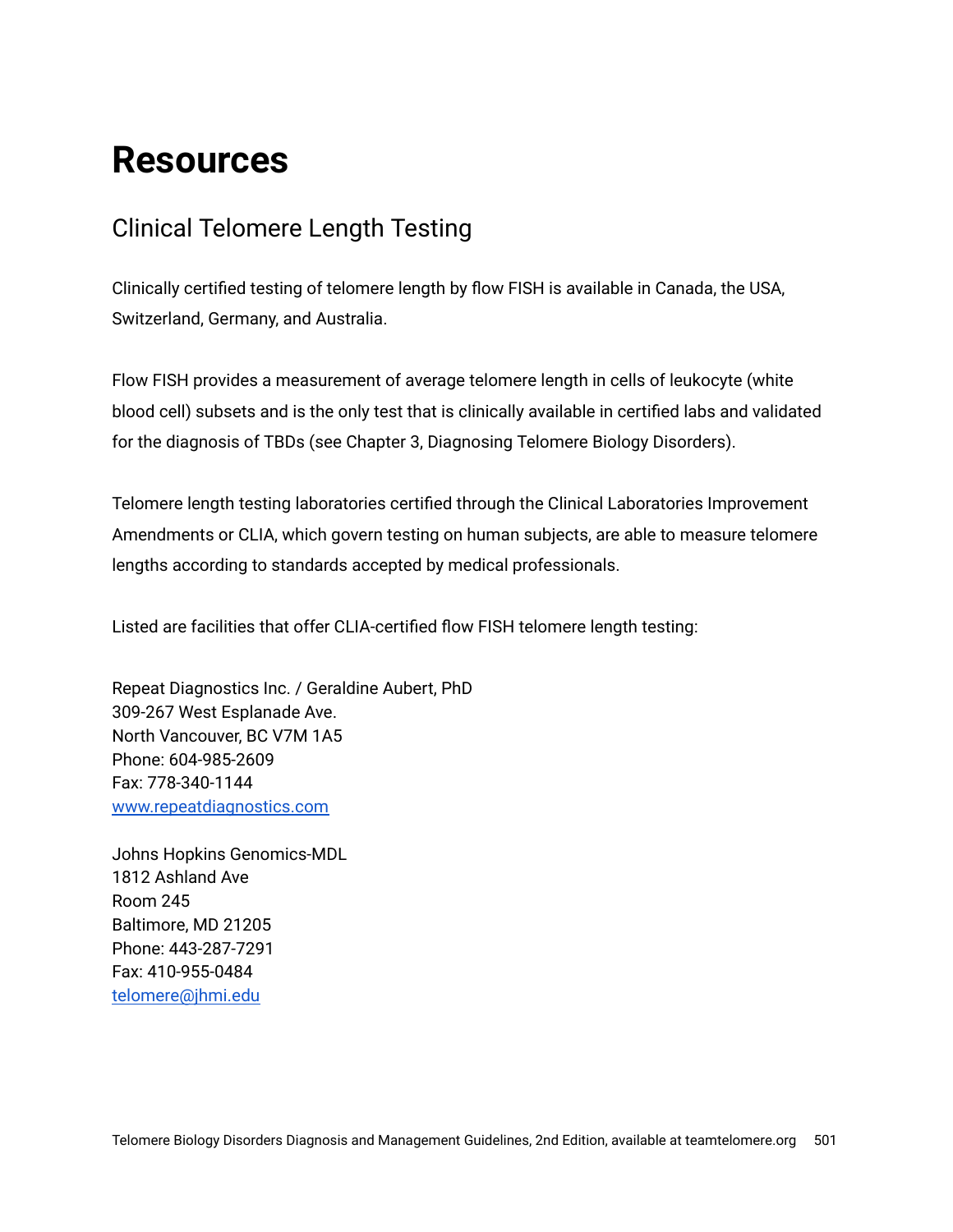# Resources

## Clinical Telomere Length Testing

Clinically certified testing of telomere length by flow FISH is available in Canada, the USA, Switzerland, Germany, and Australia.

Flow FISH provides a measurement of average telomere length in cells of leukocyte (white blood cell) subsets and is the only test that is clinically available in certified labs and validated for the diagnosis of TBDs (see Chapter 3, Diagnosing Telomere Biology Disorders).

Telomere length testing laboratories certified through the Clinical Laboratories Improvement Amendments or CLIA, which govern testing on human subjects, are able to measure telomere lengths according to standards accepted by medical professionals.

Listed are facilities that offer CLIA-certified flow FISH telomere length testing:

Repeat Diagnostics Inc. / Geraldine Aubert, PhD
309-267 West Esplanade Ave.
North Vancouver, BC V7M 1A5
Phone: 604-985-2609
Fax: 778-340-1144
[www.repeatdiagnostics.com](http://www.repeatdiagnostics.com)

Johns Hopkins Genomics-MDL
1812 Ashland Ave
Room 245
Baltimore, MD 21205
Phone: 443-287-7291
Fax: 410-955-0484
[telomere@jhmi.edu](mailto:telomere@jhmi.edu)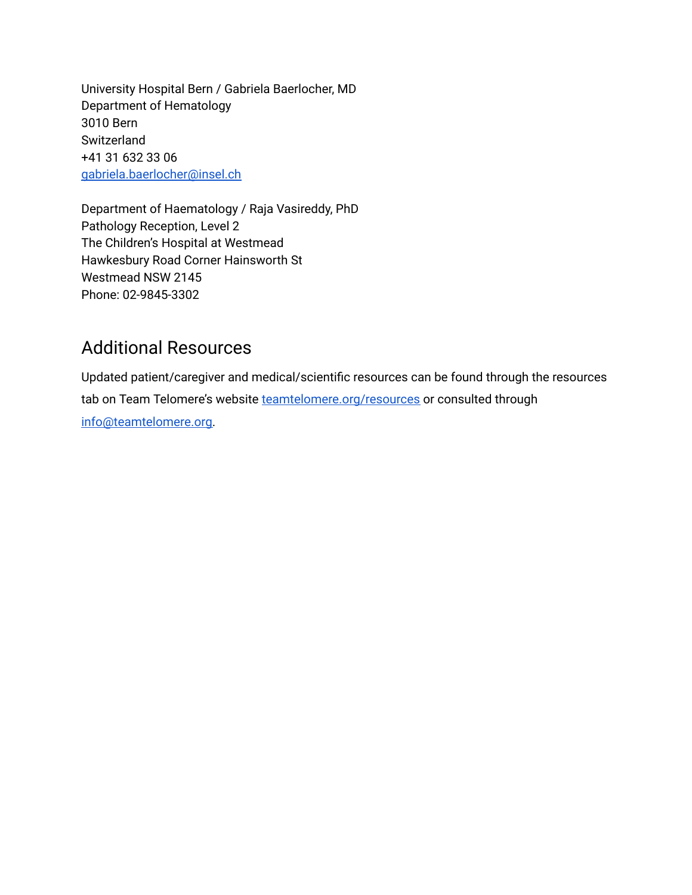University Hospital Bern / Gabriela Baerlocher, MD
Department of Hematology
3010 Bern
Switzerland
+41 31 632 33 06
gabriela.baerlocher@insel.ch

Department of Haematology / Raja Vasireddy, PhD
Pathology Reception, Level 2
The Children's Hospital at Westmead
Hawkesbury Road Corner Hainsworth St
Westmead NSW 2145
Phone: 02-9845-3302

## Additional Resources

Updated patient/caregiver and medical/scientific resources can be found through the resources tab on Team Telomere's website teamtelomere.org/resources or consulted through info@teamtelomere.org.